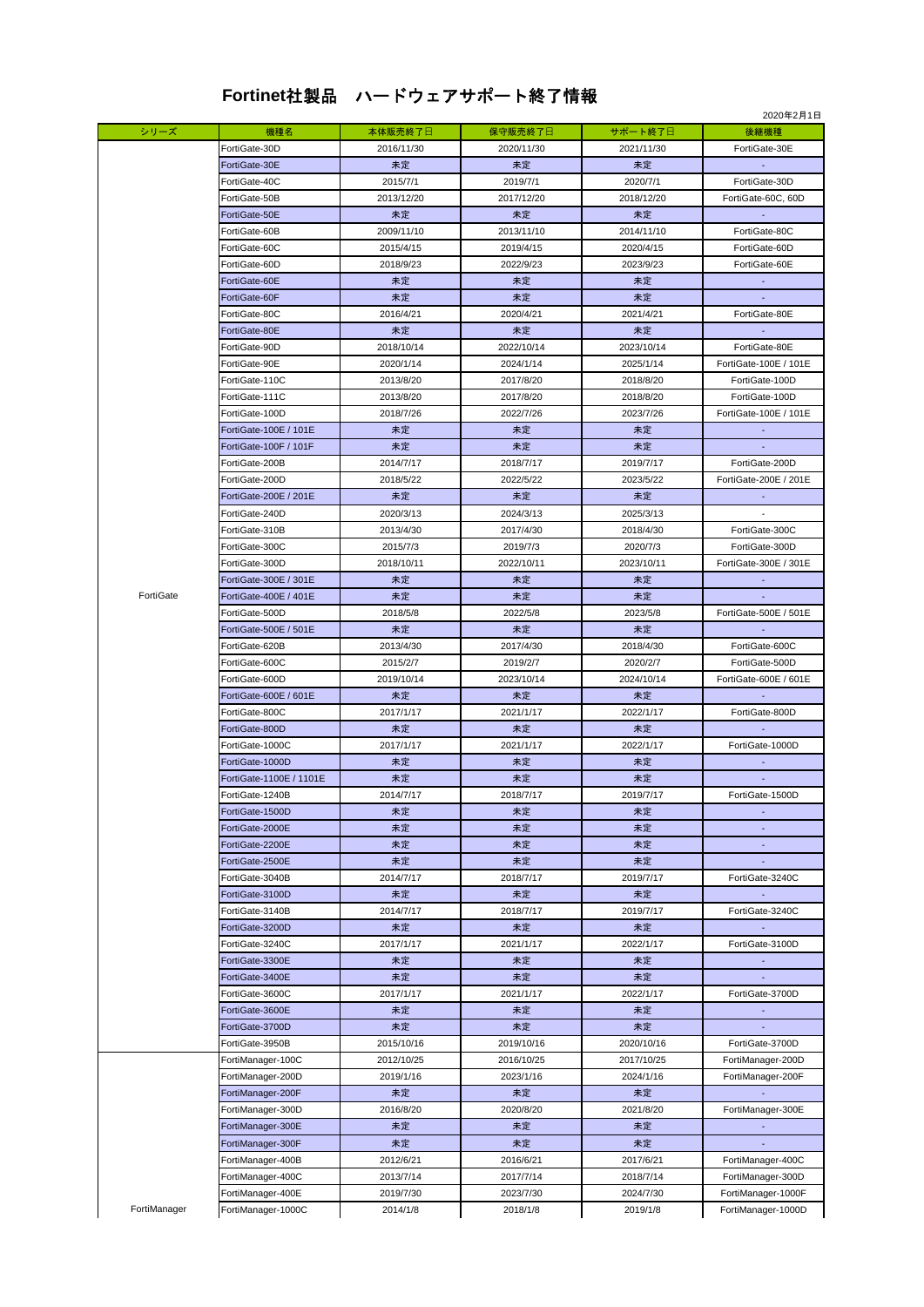# Fortinet社製品　ハードウェアサポート終了情報

2020年2月1日

| シリーズ | 機種名 | 本体販売終了日 | 保守販売終了日 | サポート終了日 | 後継機種 |
|---|---|---|---|---|---|
| FortiGate | FortiGate-30D | 2016/11/30 | 2020/11/30 | 2021/11/30 | FortiGate-30E |
| | FortiGate-30E | 未定 | 未定 | 未定 | - |
| | FortiGate-40C | 2015/7/1 | 2019/7/1 | 2020/7/1 | FortiGate-30D |
| | FortiGate-50B | 2013/12/20 | 2017/12/20 | 2018/12/20 | FortiGate-60C, 60D |
| | FortiGate-50E | 未定 | 未定 | 未定 | - |
| | FortiGate-60B | 2009/11/10 | 2013/11/10 | 2014/11/10 | FortiGate-80C |
| | FortiGate-60C | 2015/4/15 | 2019/4/15 | 2020/4/15 | FortiGate-60D |
| | FortiGate-60D | 2018/9/23 | 2022/9/23 | 2023/9/23 | FortiGate-60E |
| | FortiGate-60E | 未定 | 未定 | 未定 | - |
| | FortiGate-60F | 未定 | 未定 | 未定 | - |
| | FortiGate-80C | 2016/4/21 | 2020/4/21 | 2021/4/21 | FortiGate-80E |
| | FortiGate-80E | 未定 | 未定 | 未定 | - |
| | FortiGate-90D | 2018/10/14 | 2022/10/14 | 2023/10/14 | FortiGate-80E |
| | FortiGate-90E | 2020/1/14 | 2024/1/14 | 2025/1/14 | FortiGate-100E / 101E |
| | FortiGate-110C | 2013/8/20 | 2017/8/20 | 2018/8/20 | FortiGate-100D |
| | FortiGate-111C | 2013/8/20 | 2017/8/20 | 2018/8/20 | FortiGate-100D |
| | FortiGate-100D | 2018/7/26 | 2022/7/26 | 2023/7/26 | FortiGate-100E / 101E |
| | FortiGate-100E / 101E | 未定 | 未定 | 未定 | - |
| | FortiGate-100F / 101F | 未定 | 未定 | 未定 | - |
| | FortiGate-200B | 2014/7/17 | 2018/7/17 | 2019/7/17 | FortiGate-200D |
| | FortiGate-200D | 2018/5/22 | 2022/5/22 | 2023/5/22 | FortiGate-200E / 201E |
| | FortiGate-200E / 201E | 未定 | 未定 | 未定 | - |
| | FortiGate-240D | 2020/3/13 | 2024/3/13 | 2025/3/13 | - |
| | FortiGate-310B | 2013/4/30 | 2017/4/30 | 2018/4/30 | FortiGate-300C |
| | FortiGate-300C | 2015/7/3 | 2019/7/3 | 2020/7/3 | FortiGate-300D |
| | FortiGate-300D | 2018/10/11 | 2022/10/11 | 2023/10/11 | FortiGate-300E / 301E |
| | FortiGate-300E / 301E | 未定 | 未定 | 未定 | - |
| | FortiGate-400E / 401E | 未定 | 未定 | 未定 | - |
| | FortiGate-500D | 2018/5/8 | 2022/5/8 | 2023/5/8 | FortiGate-500E / 501E |
| | FortiGate-500E / 501E | 未定 | 未定 | 未定 | - |
| | FortiGate-620B | 2013/4/30 | 2017/4/30 | 2018/4/30 | FortiGate-600C |
| | FortiGate-600C | 2015/2/7 | 2019/2/7 | 2020/2/7 | FortiGate-500D |
| | FortiGate-600D | 2019/10/14 | 2023/10/14 | 2024/10/14 | FortiGate-600E / 601E |
| | FortiGate-600E / 601E | 未定 | 未定 | 未定 | - |
| | FortiGate-800C | 2017/1/17 | 2021/1/17 | 2022/1/17 | FortiGate-800D |
| | FortiGate-800D | 未定 | 未定 | 未定 | - |
| | FortiGate-1000C | 2017/1/17 | 2021/1/17 | 2022/1/17 | FortiGate-1000D |
| | FortiGate-1000D | 未定 | 未定 | 未定 | - |
| | FortiGate-1100E / 1101E | 未定 | 未定 | 未定 | - |
| | FortiGate-1240B | 2014/7/17 | 2018/7/17 | 2019/7/17 | FortiGate-1500D |
| | FortiGate-1500D | 未定 | 未定 | 未定 | - |
| | FortiGate-2000E | 未定 | 未定 | 未定 | - |
| | FortiGate-2200E | 未定 | 未定 | 未定 | - |
| | FortiGate-2500E | 未定 | 未定 | 未定 | - |
| | FortiGate-3040B | 2014/7/17 | 2018/7/17 | 2019/7/17 | FortiGate-3240C |
| | FortiGate-3100D | 未定 | 未定 | 未定 | - |
| | FortiGate-3140B | 2014/7/17 | 2018/7/17 | 2019/7/17 | FortiGate-3240C |
| | FortiGate-3200D | 未定 | 未定 | 未定 | - |
| | FortiGate-3240C | 2017/1/17 | 2021/1/17 | 2022/1/17 | FortiGate-3100D |
| | FortiGate-3300E | 未定 | 未定 | 未定 | - |
| | FortiGate-3400E | 未定 | 未定 | 未定 | - |
| | FortiGate-3600C | 2017/1/17 | 2021/1/17 | 2022/1/17 | FortiGate-3700D |
| | FortiGate-3600E | 未定 | 未定 | 未定 | - |
| | FortiGate-3700D | 未定 | 未定 | 未定 | - |
| | FortiGate-3950B | 2015/10/16 | 2019/10/16 | 2020/10/16 | FortiGate-3700D |
| FortiManager | FortiManager-100C | 2012/10/25 | 2016/10/25 | 2017/10/25 | FortiManager-200D |
| | FortiManager-200D | 2019/1/16 | 2023/1/16 | 2024/1/16 | FortiManager-200F |
| | FortiManager-200F | 未定 | 未定 | 未定 | - |
| | FortiManager-300D | 2016/8/20 | 2020/8/20 | 2021/8/20 | FortiManager-300E |
| | FortiManager-300E | 未定 | 未定 | 未定 | - |
| | FortiManager-300F | 未定 | 未定 | 未定 | - |
| | FortiManager-400B | 2012/6/21 | 2016/6/21 | 2017/6/21 | FortiManager-400C |
| | FortiManager-400C | 2013/7/14 | 2017/7/14 | 2018/7/14 | FortiManager-300D |
| | FortiManager-400E | 2019/7/30 | 2023/7/30 | 2024/7/30 | FortiManager-1000F |
| | FortiManager-1000C | 2014/1/8 | 2018/1/8 | 2019/1/8 | FortiManager-1000D |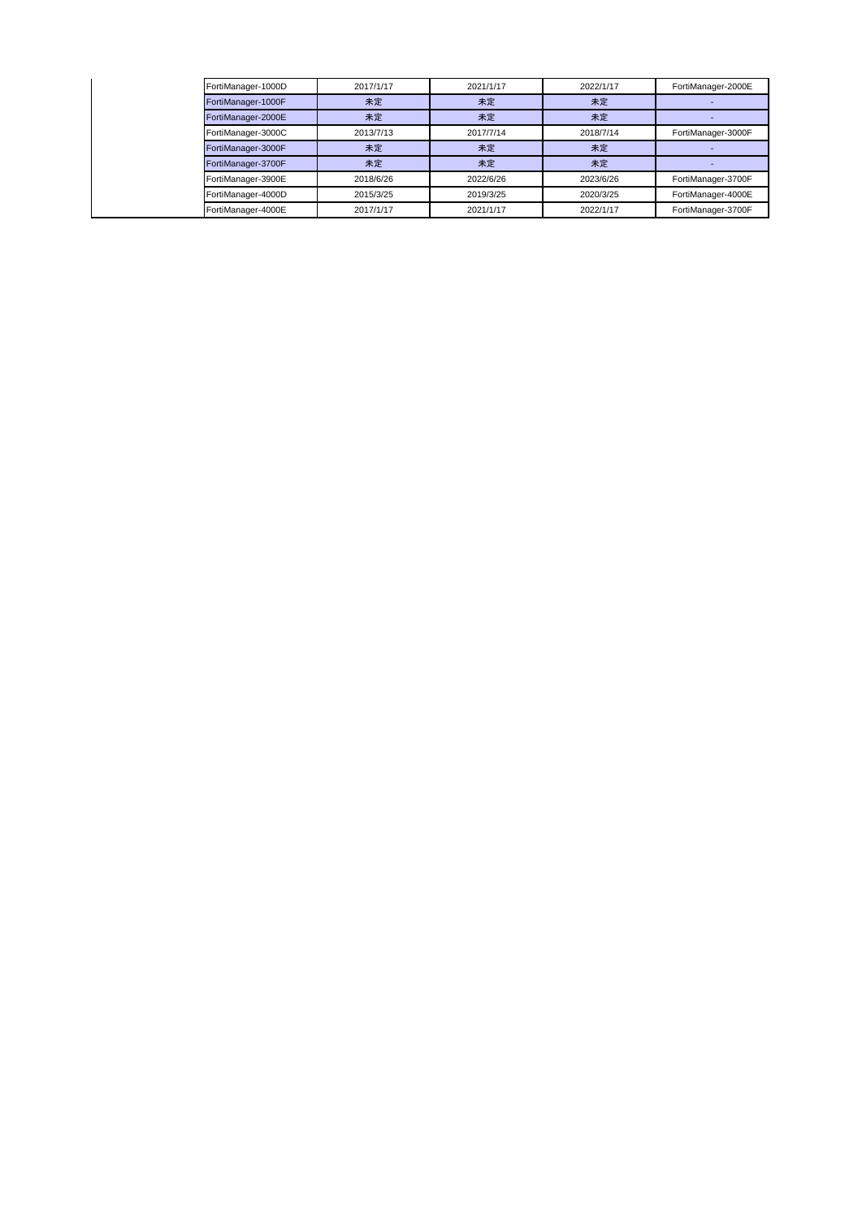| | | | | | |
|---|---|---|---|---|---|
| | FortiManager-1000D | 2017/1/17 | 2021/1/17 | 2022/1/17 | FortiManager-2000E |
| | FortiManager-1000F | 未定 | 未定 | 未定 | - |
| | FortiManager-2000E | 未定 | 未定 | 未定 | - |
| | FortiManager-3000C | 2013/7/13 | 2017/7/14 | 2018/7/14 | FortiManager-3000F |
| | FortiManager-3000F | 未定 | 未定 | 未定 | - |
| | FortiManager-3700F | 未定 | 未定 | 未定 | - |
| | FortiManager-3900E | 2018/6/26 | 2022/6/26 | 2023/6/26 | FortiManager-3700F |
| | FortiManager-4000D | 2015/3/25 | 2019/3/25 | 2020/3/25 | FortiManager-4000E |
| | FortiManager-4000E | 2017/1/17 | 2021/1/17 | 2022/1/17 | FortiManager-3700F |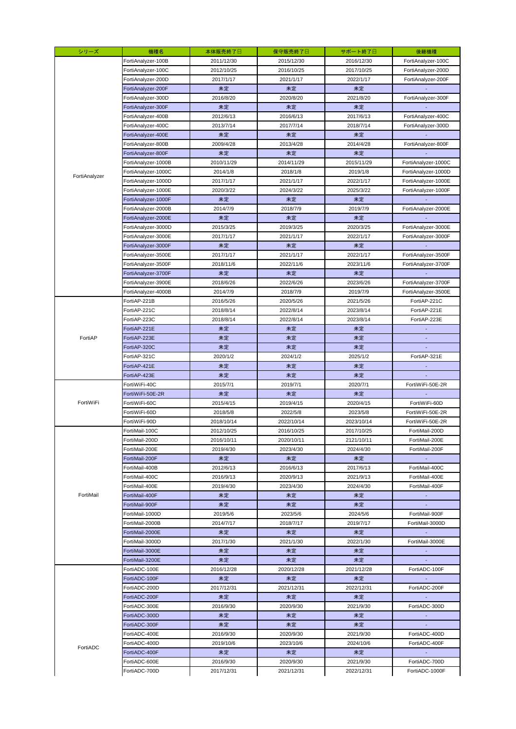| シリーズ | 機種名 | 本体販売終了日 | 保守販売終了日 | サポート終了日 | 後継機種 |
|---|---|---|---|---|---|
| FortiAnalyzer | FortiAnalyzer-100B | 2011/12/30 | 2015/12/30 | 2016/12/30 | FortiAnalyzer-100C |
| | FortiAnalyzer-100C | 2012/10/25 | 2016/10/25 | 2017/10/25 | FortiAnalyzer-200D |
| | FortiAnalyzer-200D | 2017/1/17 | 2021/1/17 | 2022/1/17 | FortiAnalyzer-200F |
| | FortiAnalyzer-200F | 未定 | 未定 | 未定 | - |
| | FortiAnalyzer-300D | 2016/8/20 | 2020/8/20 | 2021/8/20 | FortiAnalyzer-300F |
| | FortiAnalyzer-300F | 未定 | 未定 | 未定 | - |
| | FortiAnalyzer-400B | 2012/6/13 | 2016/6/13 | 2017/6/13 | FortiAnalyzer-400C |
| | FortiAnalyzer-400C | 2013/7/14 | 2017/7/14 | 2018/7/14 | FortiAnalyzer-300D |
| | FortiAnalyzer-400E | 未定 | 未定 | 未定 | - |
| | FortiAnalyzer-800B | 2009/4/28 | 2013/4/28 | 2014/4/28 | FortiAnalyzer-800F |
| | FortiAnalyzer-800F | 未定 | 未定 | 未定 | - |
| | FortiAnalyzer-1000B | 2010/11/29 | 2014/11/29 | 2015/11/29 | FortiAnalyzer-1000C |
| | FortiAnalyzer-1000C | 2014/1/8 | 2018/1/8 | 2019/1/8 | FortiAnalyzer-1000D |
| | FortiAnalyzer-1000D | 2017/1/17 | 2021/1/17 | 2022/1/17 | FortiAnalyzer-1000E |
| | FortiAnalyzer-1000E | 2020/3/22 | 2024/3/22 | 2025/3/22 | FortiAnalyzer-1000F |
| | FortiAnalyzer-1000F | 未定 | 未定 | 未定 | - |
| | FortiAnalyzer-2000B | 2014/7/9 | 2018/7/9 | 2019/7/9 | FortiAnalyzer-2000E |
| | FortiAnalyzer-2000E | 未定 | 未定 | 未定 | - |
| | FortiAnalyzer-3000D | 2015/3/25 | 2019/3/25 | 2020/3/25 | FortiAnalyzer-3000E |
| | FortiAnalyzer-3000E | 2017/1/17 | 2021/1/17 | 2022/1/17 | FortiAnalyzer-3000F |
| | FortiAnalyzer-3000F | 未定 | 未定 | 未定 | - |
| | FortiAnalyzer-3500E | 2017/1/17 | 2021/1/17 | 2022/1/17 | FortiAnalyzer-3500F |
| | FortiAnalyzer-3500F | 2018/11/6 | 2022/11/6 | 2023/11/6 | FortiAnalyzer-3700F |
| | FortiAnalyzer-3700F | 未定 | 未定 | 未定 | - |
| | FortiAnalyzer-3900E | 2018/6/26 | 2022/6/26 | 2023/6/26 | FortiAnalyzer-3700F |
| | FortiAnalyzer-4000B | 2014/7/9 | 2018/7/9 | 2019/7/9 | FortiAnalyzer-3500E |
| FortiAP | FortiAP-221B | 2016/5/26 | 2020/5/26 | 2021/5/26 | FortiAP-221C |
| | FortiAP-221C | 2018/8/14 | 2022/8/14 | 2023/8/14 | FortiAP-221E |
| | FortiAP-223C | 2018/8/14 | 2022/8/14 | 2023/8/14 | FortiAP-223E |
| | FortiAP-221E | 未定 | 未定 | 未定 | - |
| | FortiAP-223E | 未定 | 未定 | 未定 | - |
| | FortiAP-320C | 未定 | 未定 | 未定 | - |
| | FortiAP-321C | 2020/1/2 | 2024/1/2 | 2025/1/2 | FortiAP-321E |
| | FortiAP-421E | 未定 | 未定 | 未定 | - |
| | FortiAP-423E | 未定 | 未定 | 未定 | - |
| FortiWiFi | FortiWiFi-40C | 2015/7/1 | 2019/7/1 | 2020/7/1 | FortiWiFi-50E-2R |
| | FortiWiFi-50E-2R | 未定 | 未定 | 未定 | - |
| | FortiWiFi-60C | 2015/4/15 | 2019/4/15 | 2020/4/15 | FortiWiFi-60D |
| | FortiWiFi-60D | 2018/5/8 | 2022/5/8 | 2023/5/8 | FortiWiFi-50E-2R |
| | FortiWiFi-90D | 2018/10/14 | 2022/10/14 | 2023/10/14 | FortiWiFi-50E-2R |
| FortiMail | FortiMail-100C | 2012/10/25 | 2016/10/25 | 2017/10/25 | FortiMail-200D |
| | FortiMail-200D | 2016/10/11 | 2020/10/11 | 2121/10/11 | FortiMail-200E |
| | FortiMail-200E | 2019/4/30 | 2023/4/30 | 2024/4/30 | FortiMail-200F |
| | FortiMail-200F | 未定 | 未定 | 未定 | - |
| | FortiMail-400B | 2012/6/13 | 2016/6/13 | 2017/6/13 | FortiMail-400C |
| | FortiMail-400C | 2016/9/13 | 2020/9/13 | 2021/9/13 | FortiMail-400E |
| | FortiMail-400E | 2019/4/30 | 2023/4/30 | 2024/4/30 | FortiMail-400F |
| | FortiMail-400F | 未定 | 未定 | 未定 | - |
| | FortiMail-900F | 未定 | 未定 | 未定 | - |
| | FortiMail-1000D | 2019/5/6 | 2023/5/6 | 2024/5/6 | FortiMail-900F |
| | FortiMail-2000B | 2014/7/17 | 2018/7/17 | 2019/7/17 | FortiMail-3000D |
| | FortiMail-2000E | 未定 | 未定 | 未定 | - |
| | FortiMail-3000D | 2017/1/30 | 2021/1/30 | 2022/1/30 | FortiMail-3000E |
| | FortiMail-3000E | 未定 | 未定 | 未定 | - |
| | FortiMail-3200E | 未定 | 未定 | 未定 | - |
| FortiADC | FortiADC-100E | 2016/12/28 | 2020/12/28 | 2021/12/28 | FortiADC-100F |
| | FortiADC-100F | 未定 | 未定 | 未定 | - |
| | FortiADC-200D | 2017/12/31 | 2021/12/31 | 2022/12/31 | FortiADC-200F |
| | FortiADC-200F | 未定 | 未定 | 未定 | - |
| | FortiADC-300E | 2016/9/30 | 2020/9/30 | 2021/9/30 | FortiADC-300D |
| | FortiADC-300D | 未定 | 未定 | 未定 | - |
| | FortiADC-300F | 未定 | 未定 | 未定 | - |
| | FortiADC-400E | 2016/9/30 | 2020/9/30 | 2021/9/30 | FortiADC-400D |
| | FortiADC-400D | 2019/10/6 | 2023/10/6 | 2024/10/6 | FortiADC-400F |
| | FortiADC-400F | 未定 | 未定 | 未定 | - |
| | FortiADC-600E | 2016/9/30 | 2020/9/30 | 2021/9/30 | FortiADC-700D |
| | FortiADC-700D | 2017/12/31 | 2021/12/31 | 2022/12/31 | FortiADC-1000F |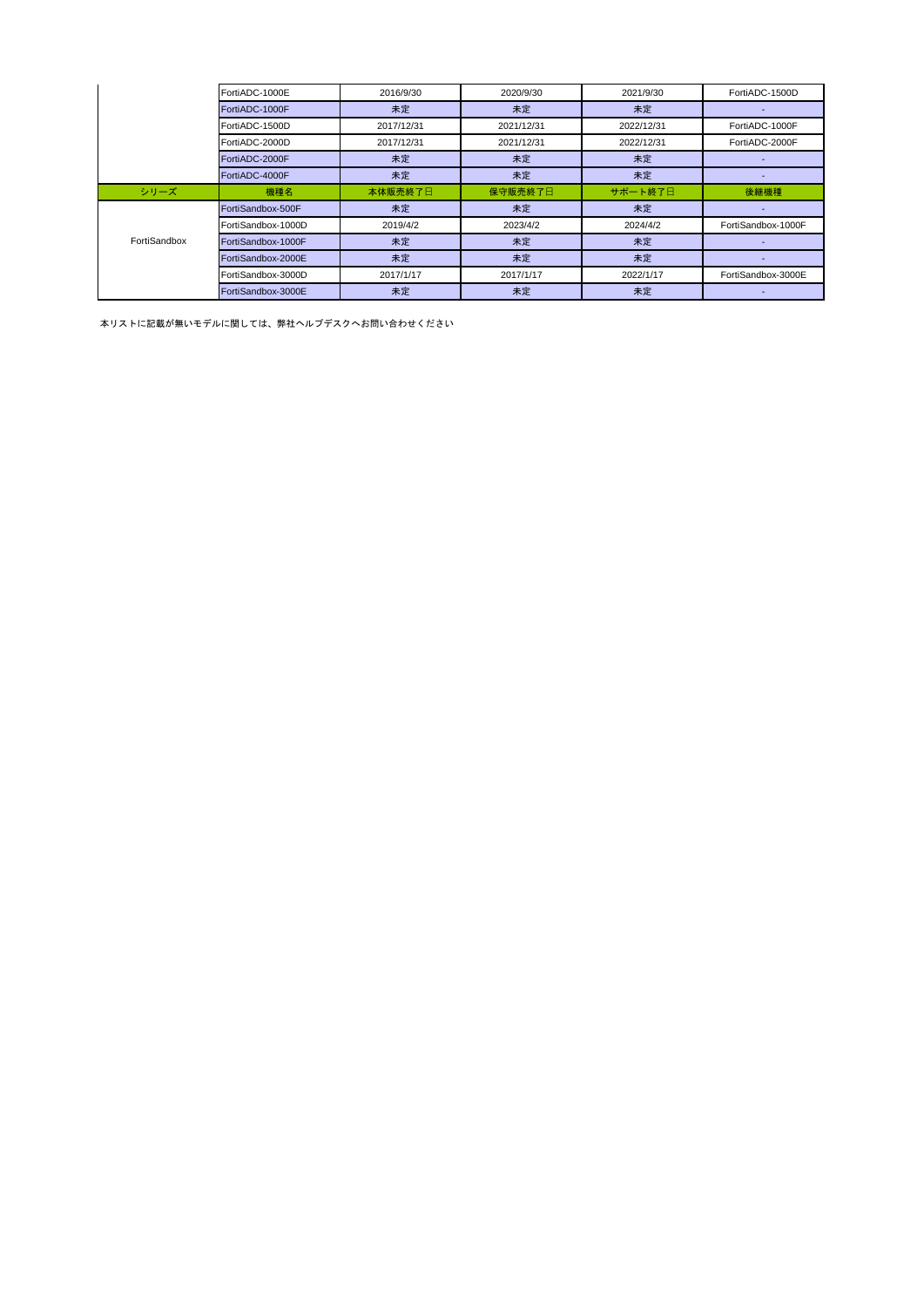| | | | | | |
|---|---|---|---|---|---|
| | FortiADC-1000E | 2016/9/30 | 2020/9/30 | 2021/9/30 | FortiADC-1500D |
| | FortiADC-1000F | 未定 | 未定 | 未定 | - |
| | FortiADC-1500D | 2017/12/31 | 2021/12/31 | 2022/12/31 | FortiADC-1000F |
| | FortiADC-2000D | 2017/12/31 | 2021/12/31 | 2022/12/31 | FortiADC-2000F |
| | FortiADC-2000F | 未定 | 未定 | 未定 | - |
| | FortiADC-4000F | 未定 | 未定 | 未定 | - |
| シリーズ | 機種名 | 本体販売終了日 | 保守販売終了日 | サポート終了日 | 後継機種 |
| FortiSandbox | FortiSandbox-500F | 未定 | 未定 | 未定 | - |
| | FortiSandbox-1000D | 2019/4/2 | 2023/4/2 | 2024/4/2 | FortiSandbox-1000F |
| | FortiSandbox-1000F | 未定 | 未定 | 未定 | - |
| | FortiSandbox-2000E | 未定 | 未定 | 未定 | - |
| | FortiSandbox-3000D | 2017/1/17 | 2017/1/17 | 2022/1/17 | FortiSandbox-3000E |
| | FortiSandbox-3000E | 未定 | 未定 | 未定 | - |

本リストに記載が無いモデルに関しては、弊社ヘルプデスクへお問い合わせください